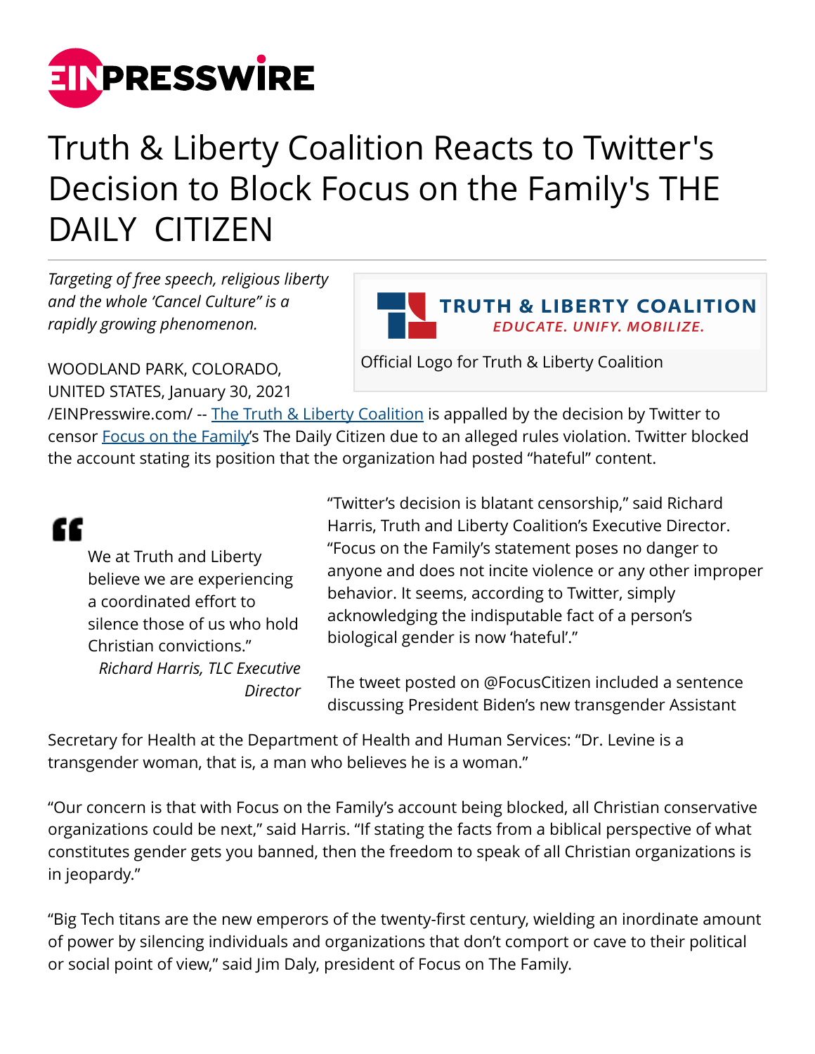# Truth & Liberty Coalition Reacts to Twitter's Decision to Block Focus on the Family's THE DAILY CITIZEN

*Targeting of free speech, religious liberty and the whole 'Cancel Culture" is a rapidly growing phenomenon.*

Official Logo for Truth & Liberty Coalition

WOODLAND PARK, COLORADO, UNITED STATES, January 30, 2021 /EINPresswire.com/ -- The Truth & Liberty Coalition is appalled by the decision by Twitter to censor Focus on the Family's The Daily Citizen due to an alleged rules violation. Twitter blocked the account stating its position that the organization had posted "hateful" content.

> We at Truth and Liberty believe we are experiencing a coordinated effort to silence those of us who hold Christian convictions."
>
> *Richard Harris, TLC Executive Director*

"Twitter's decision is blatant censorship," said Richard Harris, Truth and Liberty Coalition's Executive Director. "Focus on the Family's statement poses no danger to anyone and does not incite violence or any other improper behavior. It seems, according to Twitter, simply acknowledging the indisputable fact of a person's biological gender is now 'hateful'."

The tweet posted on @FocusCitizen included a sentence discussing President Biden's new transgender Assistant Secretary for Health at the Department of Health and Human Services: "Dr. Levine is a transgender woman, that is, a man who believes he is a woman."

"Our concern is that with Focus on the Family's account being blocked, all Christian conservative organizations could be next," said Harris. "If stating the facts from a biblical perspective of what constitutes gender gets you banned, then the freedom to speak of all Christian organizations is in jeopardy."

"Big Tech titans are the new emperors of the twenty-first century, wielding an inordinate amount of power by silencing individuals and organizations that don't comport or cave to their political or social point of view," said Jim Daly, president of Focus on The Family.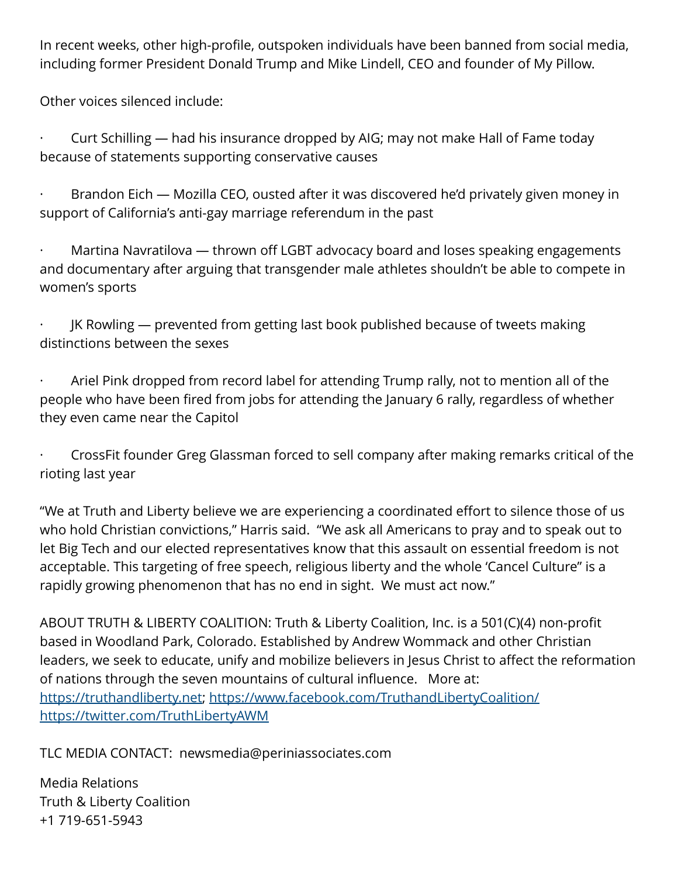In recent weeks, other high-profile, outspoken individuals have been banned from social media, including former President Donald Trump and Mike Lindell, CEO and founder of My Pillow.

Other voices silenced include:

· Curt Schilling — had his insurance dropped by AIG; may not make Hall of Fame today because of statements supporting conservative causes

· Brandon Eich — Mozilla CEO, ousted after it was discovered he'd privately given money in support of California's anti-gay marriage referendum in the past

· Martina Navratilova — thrown off LGBT advocacy board and loses speaking engagements and documentary after arguing that transgender male athletes shouldn't be able to compete in women's sports

· JK Rowling — prevented from getting last book published because of tweets making distinctions between the sexes

· Ariel Pink dropped from record label for attending Trump rally, not to mention all of the people who have been fired from jobs for attending the January 6 rally, regardless of whether they even came near the Capitol

· CrossFit founder Greg Glassman forced to sell company after making remarks critical of the rioting last year

"We at Truth and Liberty believe we are experiencing a coordinated effort to silence those of us who hold Christian convictions," Harris said. "We ask all Americans to pray and to speak out to let Big Tech and our elected representatives know that this assault on essential freedom is not acceptable. This targeting of free speech, religious liberty and the whole 'Cancel Culture" is a rapidly growing phenomenon that has no end in sight. We must act now."

ABOUT TRUTH & LIBERTY COALITION: Truth & Liberty Coalition, Inc. is a 501(C)(4) non-profit based in Woodland Park, Colorado. Established by Andrew Wommack and other Christian leaders, we seek to educate, unify and mobilize believers in Jesus Christ to affect the reformation of nations through the seven mountains of cultural influence. More at: https://truthandliberty.net; https://www.facebook.com/TruthandLibertyCoalition/ https://twitter.com/TruthLibertyAWM

TLC MEDIA CONTACT: newsmedia@periniassociates.com

Media Relations
Truth & Liberty Coalition
+1 719-651-5943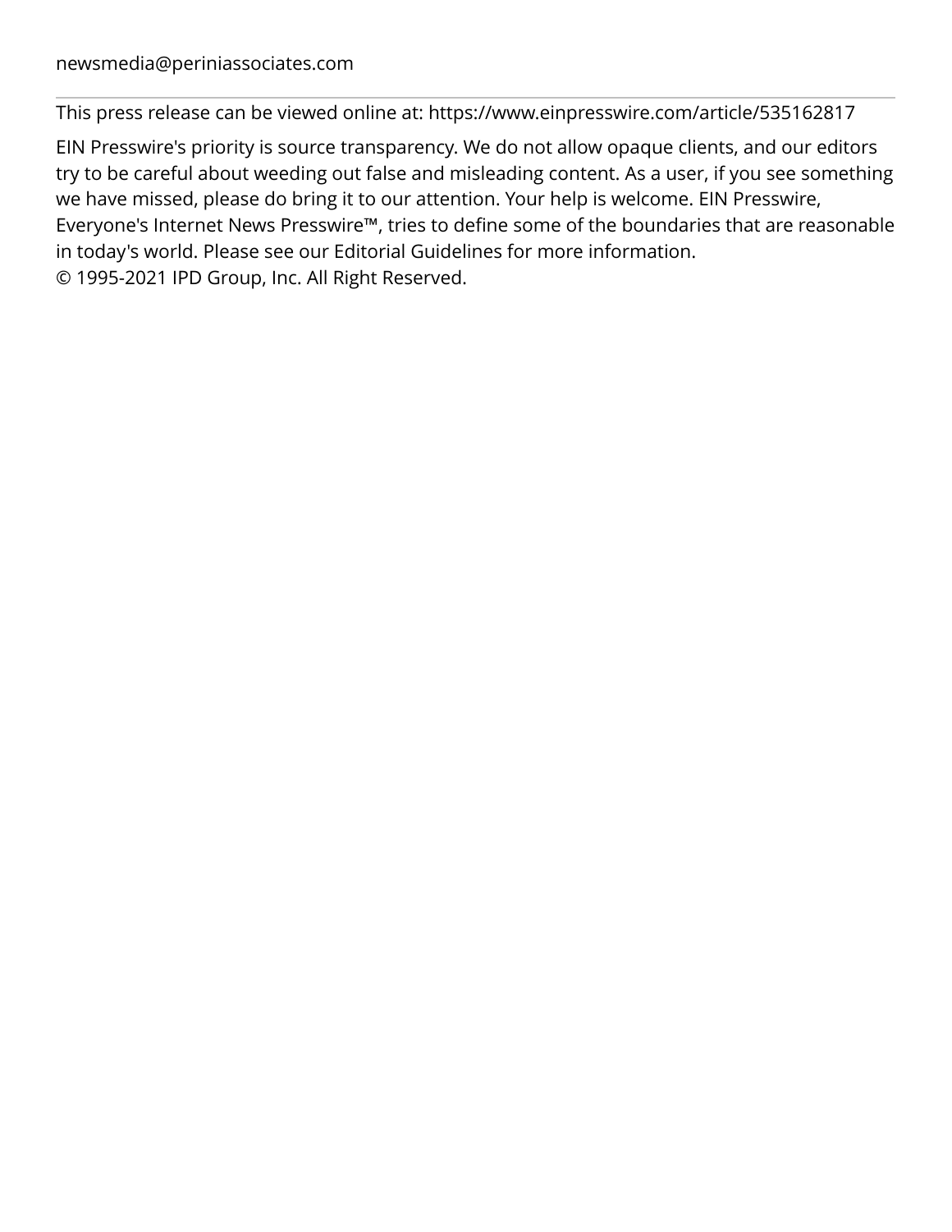newsmedia@periniassociates.com

---

This press release can be viewed online at: https://www.einpresswire.com/article/535162817

EIN Presswire's priority is source transparency. We do not allow opaque clients, and our editors try to be careful about weeding out false and misleading content. As a user, if you see something we have missed, please do bring it to our attention. Your help is welcome. EIN Presswire, Everyone's Internet News Presswire™, tries to define some of the boundaries that are reasonable in today's world. Please see our Editorial Guidelines for more information.
© 1995-2021 IPD Group, Inc. All Right Reserved.